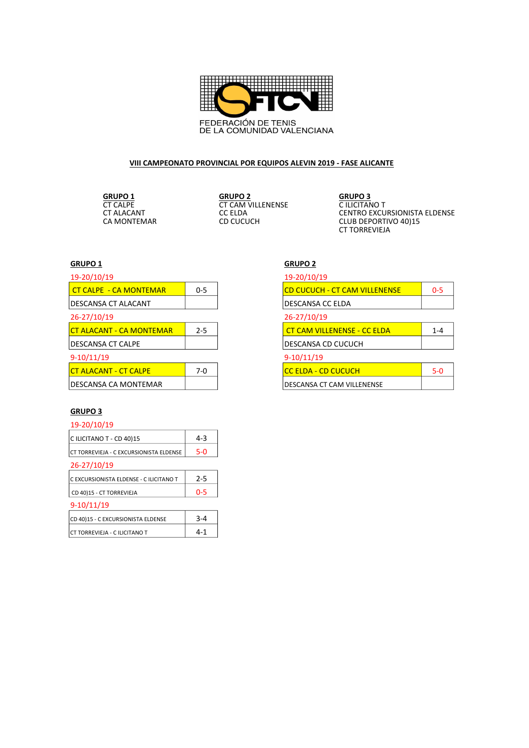FEDERACIÓN DE TENIS
DE LA COMUNIDAD VALENCIANA

## VIII CAMPEONATO PROVINCIAL POR EQUIPOS ALEVIN 2019 - FASE ALICANTE

**GRUPO 1**
CT CALPE
CT ALACANT
CA MONTEMAR

**GRUPO 2**
CT CAM VILLENENSE
CC ELDA
CD CUCUCH

**GRUPO 3**
C ILICITANO T
CENTRO EXCURSIONISTA ELDENSE
CLUB DEPORTIVO 40)15
CT TORREVIEJA

### GRUPO 1

19-20/10/19

| Partido | Resultado |
|---|---|
| CT CALPE - CA MONTEMAR | 0-5 |
| DESCANSA CT ALACANT | |

26-27/10/19

| Partido | Resultado |
|---|---|
| CT ALACANT - CA MONTEMAR | 2-5 |
| DESCANSA CT CALPE | |

9-10/11/19

| Partido | Resultado |
|---|---|
| CT ALACANT - CT CALPE | 7-0 |
| DESCANSA CA MONTEMAR | |

### GRUPO 2

19-20/10/19

| Partido | Resultado |
|---|---|
| CD CUCUCH - CT CAM VILLENENSE | 0-5 |
| DESCANSA CC ELDA | |

26-27/10/19

| Partido | Resultado |
|---|---|
| CT CAM VILLENENSE - CC ELDA | 1-4 |
| DESCANSA CD CUCUCH | |

9-10/11/19

| Partido | Resultado |
|---|---|
| CC ELDA - CD CUCUCH | 5-0 |
| DESCANSA CT CAM VILLENENSE | |

### GRUPO 3

19-20/10/19

| Partido | Resultado |
|---|---|
| C ILICITANO T - CD 40)15 | 4-3 |
| CT TORREVIEJA - C EXCURSIONISTA ELDENSE | 5-0 |

26-27/10/19

| Partido | Resultado |
|---|---|
| C EXCURSIONISTA ELDENSE - C ILICITANO T | 2-5 |
| CD 40)15 - CT TORREVIEJA | 0-5 |

9-10/11/19

| Partido | Resultado |
|---|---|
| CD 40)15 - C EXCURSIONISTA ELDENSE | 3-4 |
| CT TORREVIEJA - C ILICITANO T | 4-1 |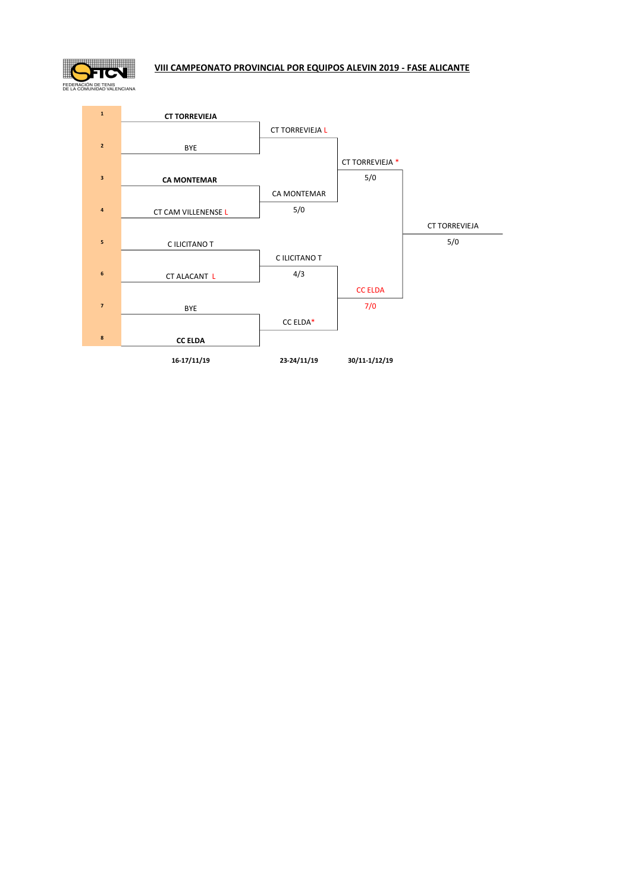FEDERACIÓN DE TENIS DE LA COMUNIDAD VALENCIANA

## VIII CAMPEONATO PROVINCIAL POR EQUIPOS ALEVIN 2019 - FASE ALICANTE

| | 16-17/11/19 | 23-24/11/19 | 30/11-1/12/19 | |
|---|---|---|---|---|
| 1 | **CT TORREVIEJA** | CT TORREVIEJA L | CT TORREVIEJA * 5/0 | CT TORREVIEJA 5/0 |
| 2 | BYE | | | |
| 3 | **CA MONTEMAR** | CA MONTEMAR 5/0 | | |
| 4 | CT CAM VILLENENSE L | | | |
| 5 | C ILICITANO T | C ILICITANO T 4/3 | CC ELDA 7/0 | |
| 6 | CT ALACANT L | | | |
| 7 | BYE | CC ELDA* | | |
| 8 | **CC ELDA** | | | |